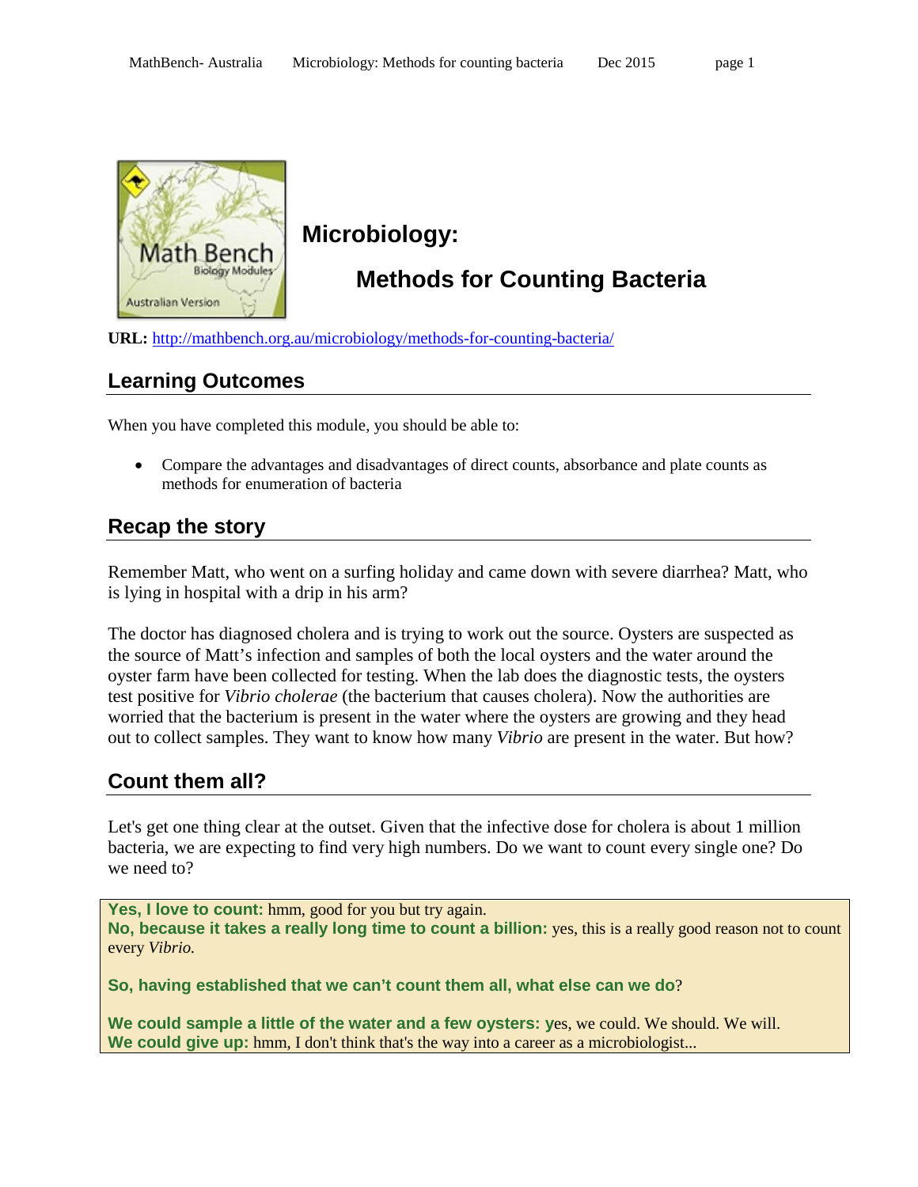# Microbiology:

## Methods for Counting Bacteria

**URL:** http://mathbench.org.au/microbiology/methods-for-counting-bacteria/

## Learning Outcomes

When you have completed this module, you should be able to:

- Compare the advantages and disadvantages of direct counts, absorbance and plate counts as methods for enumeration of bacteria

## Recap the story

Remember Matt, who went on a surfing holiday and came down with severe diarrhea? Matt, who is lying in hospital with a drip in his arm?

The doctor has diagnosed cholera and is trying to work out the source. Oysters are suspected as the source of Matt's infection and samples of both the local oysters and the water around the oyster farm have been collected for testing. When the lab does the diagnostic tests, the oysters test positive for *Vibrio cholerae* (the bacterium that causes cholera). Now the authorities are worried that the bacterium is present in the water where the oysters are growing and they head out to collect samples. They want to know how many *Vibrio* are present in the water. But how?

## Count them all?

Let's get one thing clear at the outset. Given that the infective dose for cholera is about 1 million bacteria, we are expecting to find very high numbers. Do we want to count every single one? Do we need to?

**Yes, I love to count:** hmm, good for you but try again.
**No, because it takes a really long time to count a billion:** yes, this is a really good reason not to count every *Vibrio.*

**So, having established that we can't count them all, what else can we do**?

**We could sample a little of the water and a few oysters:** yes, we could. We should. We will.
**We could give up:** hmm, I don't think that's the way into a career as a microbiologist...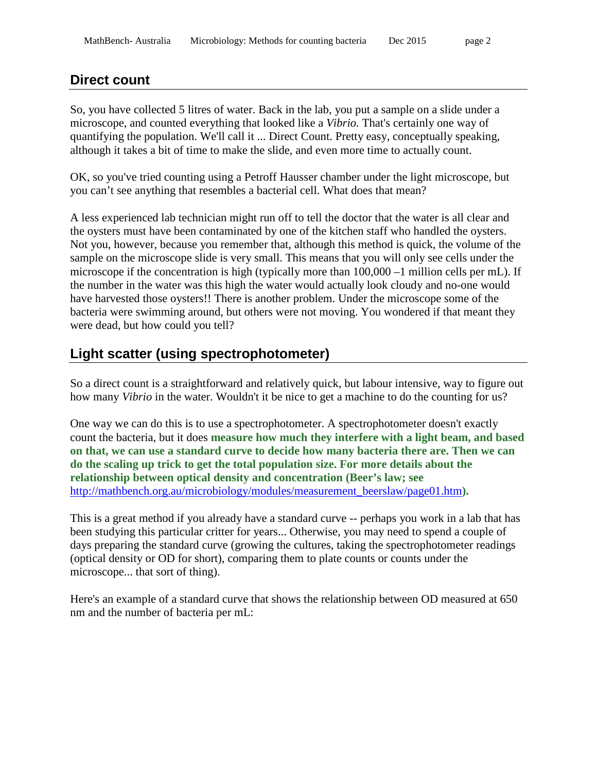## Direct count

So, you have collected 5 litres of water. Back in the lab, you put a sample on a slide under a microscope, and counted everything that looked like a *Vibrio.* That's certainly one way of quantifying the population. We'll call it ... Direct Count. Pretty easy, conceptually speaking, although it takes a bit of time to make the slide, and even more time to actually count.

OK, so you've tried counting using a Petroff Hausser chamber under the light microscope, but you can't see anything that resembles a bacterial cell. What does that mean?

A less experienced lab technician might run off to tell the doctor that the water is all clear and the oysters must have been contaminated by one of the kitchen staff who handled the oysters. Not you, however, because you remember that, although this method is quick, the volume of the sample on the microscope slide is very small. This means that you will only see cells under the microscope if the concentration is high (typically more than 100,000 –1 million cells per mL). If the number in the water was this high the water would actually look cloudy and no-one would have harvested those oysters!! There is another problem. Under the microscope some of the bacteria were swimming around, but others were not moving. You wondered if that meant they were dead, but how could you tell?

## Light scatter (using spectrophotometer)

So a direct count is a straightforward and relatively quick, but labour intensive, way to figure out how many *Vibrio* in the water. Wouldn't it be nice to get a machine to do the counting for us?

One way we can do this is to use a spectrophotometer. A spectrophotometer doesn't exactly count the bacteria, but it does **measure how much they interfere with a light beam, and based on that, we can use a standard curve to decide how many bacteria there are. Then we can do the scaling up trick to get the total population size. For more details about the relationship between optical density and concentration (Beer's law; see** http://mathbench.org.au/microbiology/modules/measurement_beerslaw/page01.htm**).**

This is a great method if you already have a standard curve -- perhaps you work in a lab that has been studying this particular critter for years... Otherwise, you may need to spend a couple of days preparing the standard curve (growing the cultures, taking the spectrophotometer readings (optical density or OD for short), comparing them to plate counts or counts under the microscope... that sort of thing).

Here's an example of a standard curve that shows the relationship between OD measured at 650 nm and the number of bacteria per mL: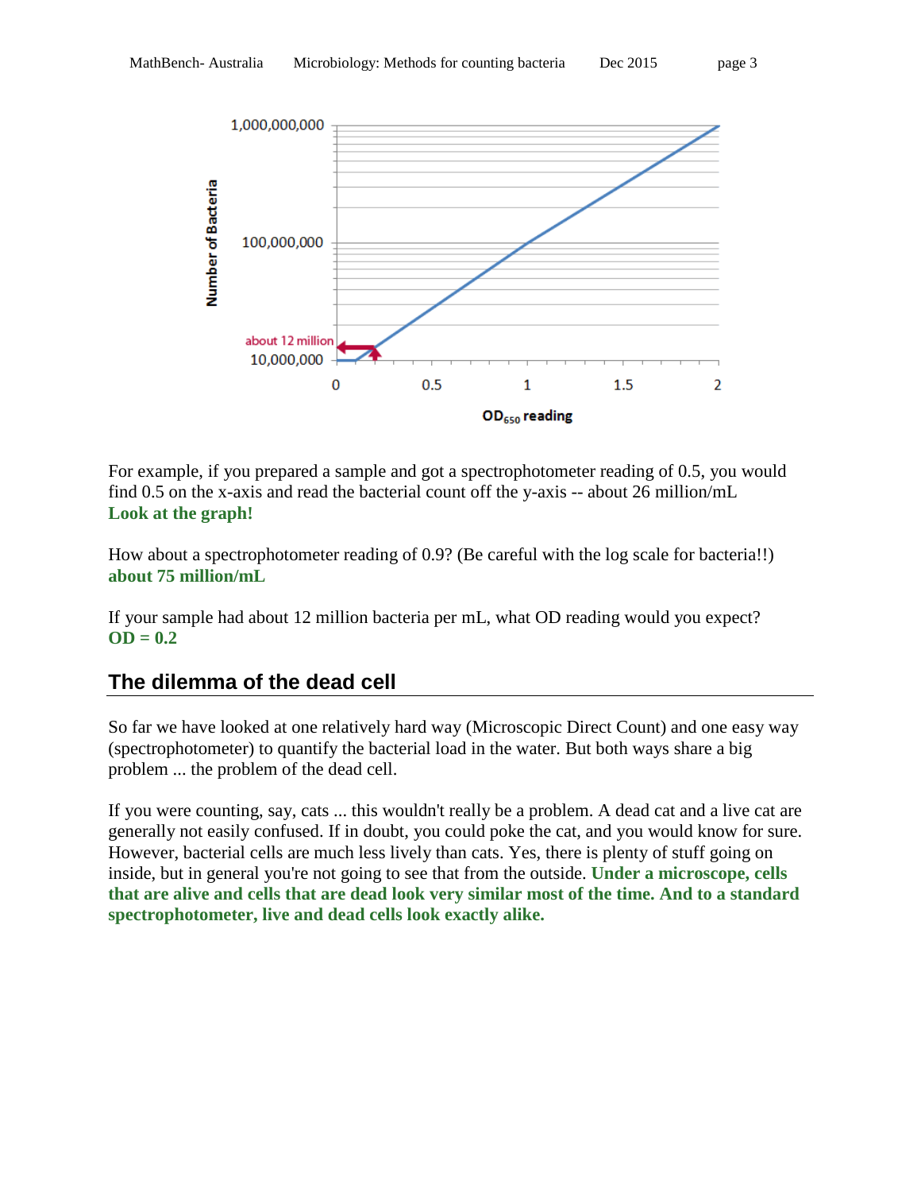For example, if you prepared a sample and got a spectrophotometer reading of 0.5, you would find 0.5 on the x-axis and read the bacterial count off the y-axis -- about 26 million/mL
**Look at the graph!**

How about a spectrophotometer reading of 0.9? (Be careful with the log scale for bacteria!!)
**about 75 million/mL**

If your sample had about 12 million bacteria per mL, what OD reading would you expect?
**OD = 0.2**

## The dilemma of the dead cell

So far we have looked at one relatively hard way (Microscopic Direct Count) and one easy way (spectrophotometer) to quantify the bacterial load in the water. But both ways share a big problem ... the problem of the dead cell.

If you were counting, say, cats ... this wouldn't really be a problem. A dead cat and a live cat are generally not easily confused. If in doubt, you could poke the cat, and you would know for sure. However, bacterial cells are much less lively than cats. Yes, there is plenty of stuff going on inside, but in general you're not going to see that from the outside. **Under a microscope, cells that are alive and cells that are dead look very similar most of the time. And to a standard spectrophotometer, live and dead cells look exactly alike.**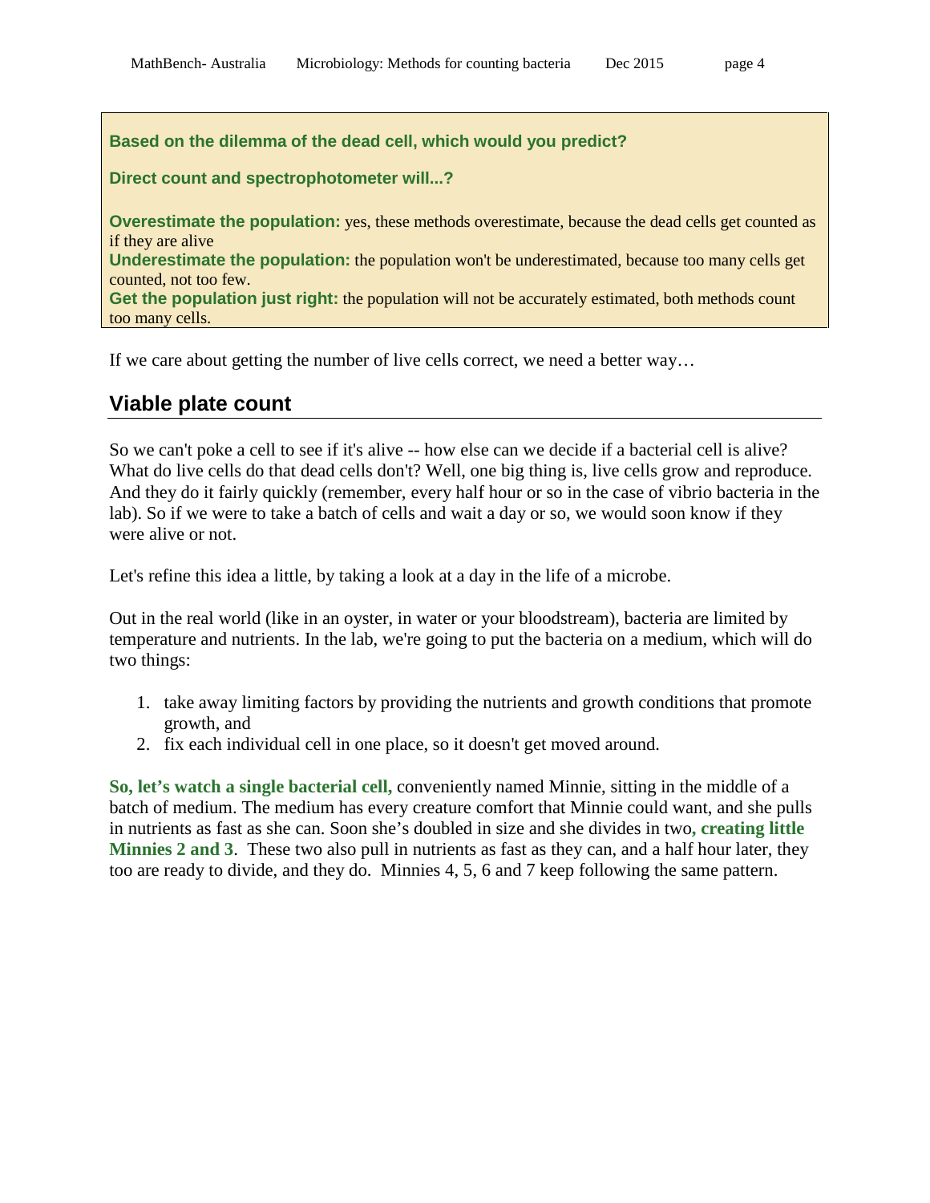**Based on the dilemma of the dead cell, which would you predict?**

**Direct count and spectrophotometer will...?**

**Overestimate the population:** yes, these methods overestimate, because the dead cells get counted as if they are alive
**Underestimate the population:** the population won't be underestimated, because too many cells get counted, not too few.
**Get the population just right:** the population will not be accurately estimated, both methods count too many cells.

If we care about getting the number of live cells correct, we need a better way…

## Viable plate count

So we can't poke a cell to see if it's alive -- how else can we decide if a bacterial cell is alive? What do live cells do that dead cells don't? Well, one big thing is, live cells grow and reproduce. And they do it fairly quickly (remember, every half hour or so in the case of vibrio bacteria in the lab). So if we were to take a batch of cells and wait a day or so, we would soon know if they were alive or not.

Let's refine this idea a little, by taking a look at a day in the life of a microbe.

Out in the real world (like in an oyster, in water or your bloodstream), bacteria are limited by temperature and nutrients. In the lab, we're going to put the bacteria on a medium, which will do two things:

1. take away limiting factors by providing the nutrients and growth conditions that promote growth, and
2. fix each individual cell in one place, so it doesn't get moved around.

**So, let's watch a single bacterial cell,** conveniently named Minnie, sitting in the middle of a batch of medium. The medium has every creature comfort that Minnie could want, and she pulls in nutrients as fast as she can. Soon she's doubled in size and she divides in two**, creating little Minnies 2 and 3**. These two also pull in nutrients as fast as they can, and a half hour later, they too are ready to divide, and they do. Minnies 4, 5, 6 and 7 keep following the same pattern.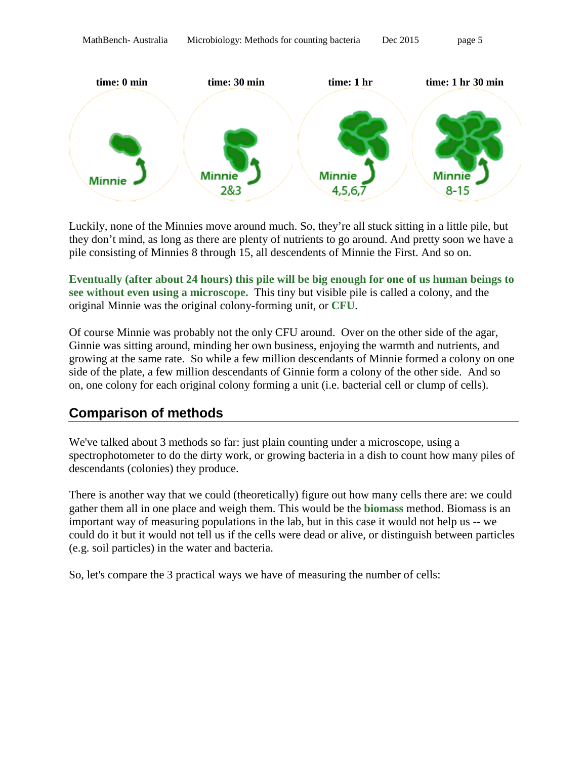**time: 0 min** **time: 30 min** **time: 1 hr** **time: 1 hr 30 min**

Luckily, none of the Minnies move around much. So, they're all stuck sitting in a little pile, but they don't mind, as long as there are plenty of nutrients to go around. And pretty soon we have a pile consisting of Minnies 8 through 15, all descendents of Minnie the First. And so on.

**Eventually (after about 24 hours) this pile will be big enough for one of us human beings to see without even using a microscope.** This tiny but visible pile is called a colony, and the original Minnie was the original colony-forming unit, or **CFU**.

Of course Minnie was probably not the only CFU around. Over on the other side of the agar, Ginnie was sitting around, minding her own business, enjoying the warmth and nutrients, and growing at the same rate. So while a few million descendants of Minnie formed a colony on one side of the plate, a few million descendants of Ginnie form a colony of the other side. And so on, one colony for each original colony forming a unit (i.e. bacterial cell or clump of cells).

## Comparison of methods

We've talked about 3 methods so far: just plain counting under a microscope, using a spectrophotometer to do the dirty work, or growing bacteria in a dish to count how many piles of descendants (colonies) they produce.

There is another way that we could (theoretically) figure out how many cells there are: we could gather them all in one place and weigh them. This would be the **biomass** method. Biomass is an important way of measuring populations in the lab, but in this case it would not help us -- we could do it but it would not tell us if the cells were dead or alive, or distinguish between particles (e.g. soil particles) in the water and bacteria.

So, let's compare the 3 practical ways we have of measuring the number of cells: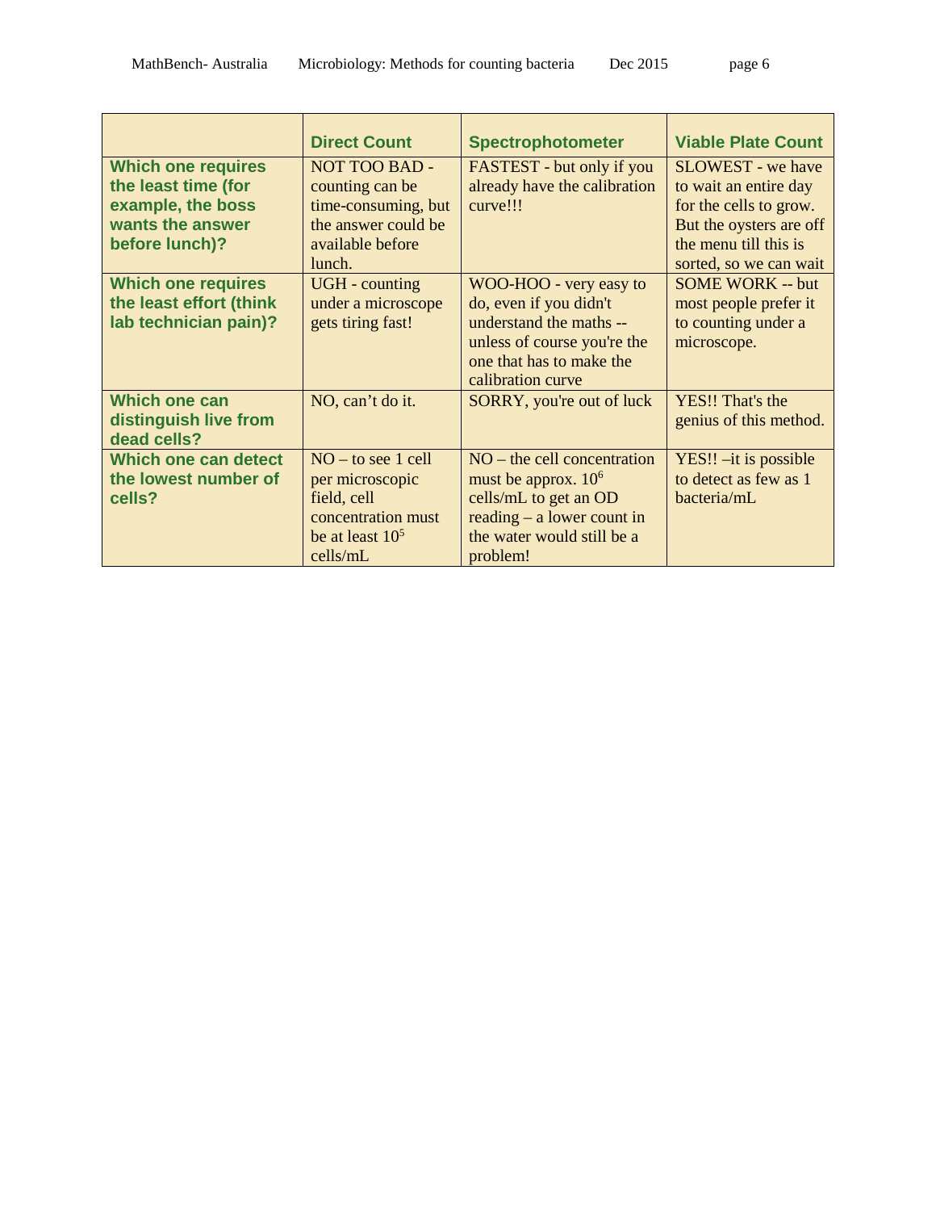| | **Direct Count** | **Spectrophotometer** | **Viable Plate Count** |
|---|---|---|---|
| **Which one requires the least time (for example, the boss wants the answer before lunch)?** | NOT TOO BAD - counting can be time-consuming, but the answer could be available before lunch. | FASTEST - but only if you already have the calibration curve!!! | SLOWEST - we have to wait an entire day for the cells to grow. But the oysters are off the menu till this is sorted, so we can wait |
| **Which one requires the least effort (think lab technician pain)?** | UGH - counting under a microscope gets tiring fast! | WOO-HOO - very easy to do, even if you didn't understand the maths -- unless of course you're the one that has to make the calibration curve | SOME WORK -- but most people prefer it to counting under a microscope. |
| **Which one can distinguish live from dead cells?** | NO, can't do it. | SORRY, you're out of luck | YES!! That's the genius of this method. |
| **Which one can detect the lowest number of cells?** | NO – to see 1 cell per microscopic field, cell concentration must be at least $10^5$ cells/mL | NO – the cell concentration must be approx. $10^6$ cells/mL to get an OD reading – a lower count in the water would still be a problem! | YES!! –it is possible to detect as few as 1 bacteria/mL |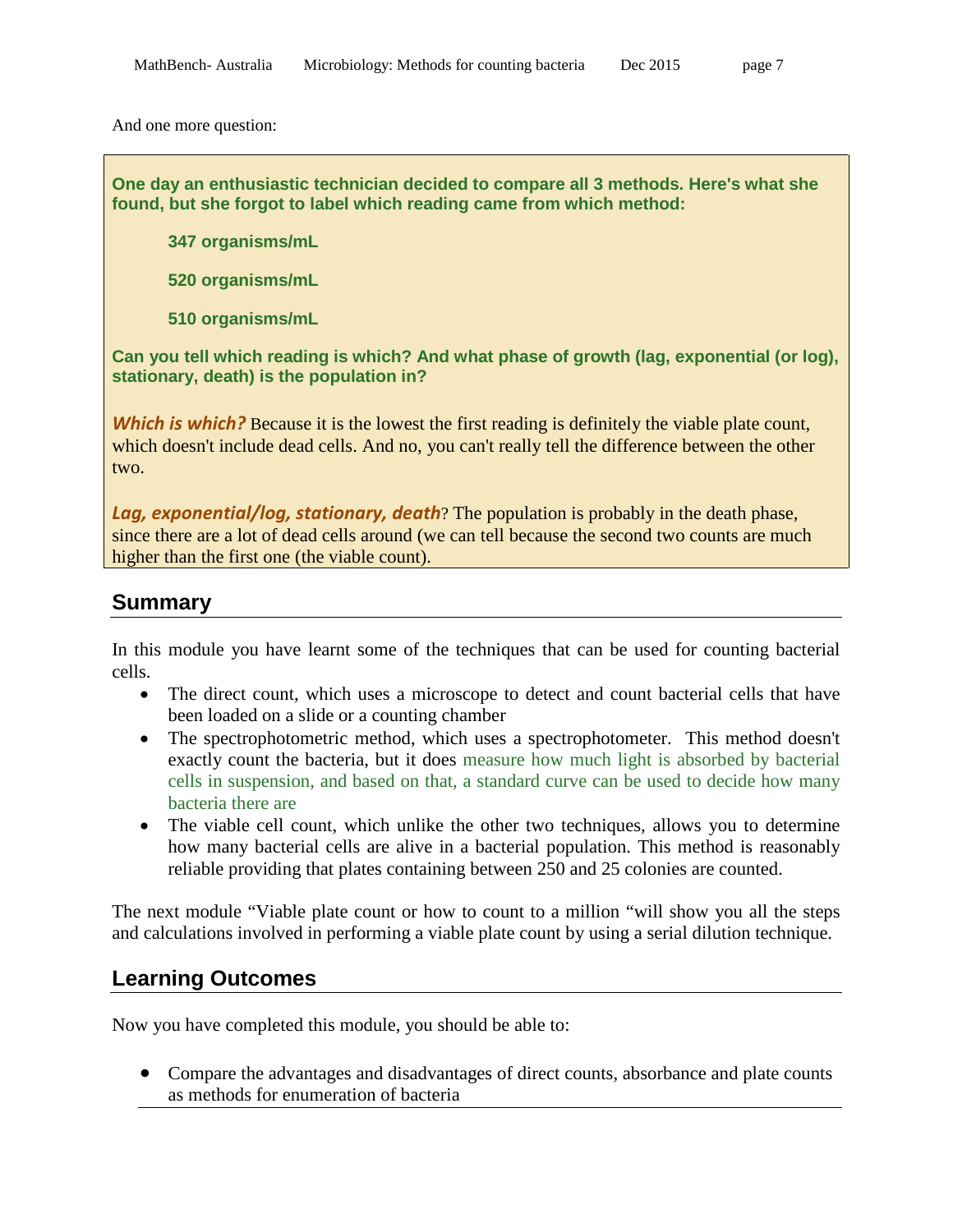And one more question:

**One day an enthusiastic technician decided to compare all 3 methods. Here's what she found, but she forgot to label which reading came from which method:**

> **347 organisms/mL**
>
> **520 organisms/mL**
>
> **510 organisms/mL**

**Can you tell which reading is which? And what phase of growth (lag, exponential (or log), stationary, death) is the population in?**

***Which is which?*** Because it is the lowest the first reading is definitely the viable plate count, which doesn't include dead cells. And no, you can't really tell the difference between the other two.

***Lag, exponential/log, stationary, death***? The population is probably in the death phase, since there are a lot of dead cells around (we can tell because the second two counts are much higher than the first one (the viable count).

## Summary

In this module you have learnt some of the techniques that can be used for counting bacterial cells.

- The direct count, which uses a microscope to detect and count bacterial cells that have been loaded on a slide or a counting chamber
- The spectrophotometric method, which uses a spectrophotometer. This method doesn't exactly count the bacteria, but it does measure how much light is absorbed by bacterial cells in suspension, and based on that, a standard curve can be used to decide how many bacteria there are
- The viable cell count, which unlike the other two techniques, allows you to determine how many bacterial cells are alive in a bacterial population. This method is reasonably reliable providing that plates containing between 250 and 25 colonies are counted.

The next module "Viable plate count or how to count to a million "will show you all the steps and calculations involved in performing a viable plate count by using a serial dilution technique.

## Learning Outcomes

Now you have completed this module, you should be able to:

- Compare the advantages and disadvantages of direct counts, absorbance and plate counts as methods for enumeration of bacteria